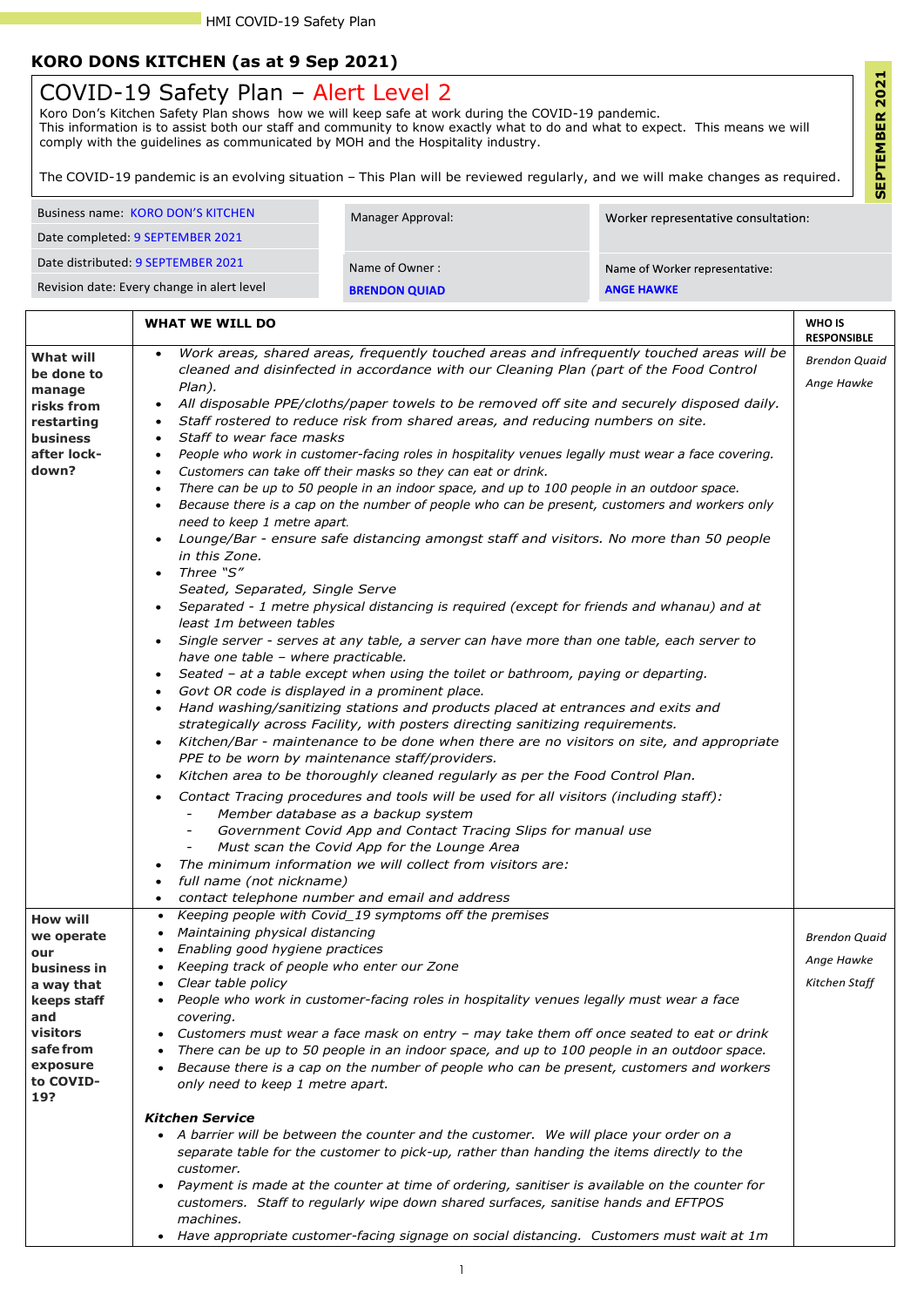## KORO DONS KITCHEN (as at 9 Sep 2021)

# COVID-19 Safety Plan – Alert Level 2

Koro Don's Kitchen Safety Plan shows how we will keep safe at work during the COVID-19 pandemic.
This information is to assist both our staff and community to know exactly what to do and what to expect. This means we will comply with the guidelines as communicated by MOH and the Hospitality industry.

The COVID-19 pandemic is an evolving situation – This Plan will be reviewed regularly, and we will make changes as required.

**SEPTEMBER 2021**

| | | |
|---|---|---|
| Business name: KORO DON'S KITCHEN | Manager Approval: | Worker representative consultation: |
| Date completed: 9 SEPTEMBER 2021 | | |
| Date distributed: 9 SEPTEMBER 2021 | Name of Owner : **BRENDON QUIAD** | Name of Worker representative: **ANGE HAWKE** |
| Revision date: Every change in alert level | | |

| | WHAT WE WILL DO | WHO IS RESPONSIBLE |
|---|---|---|
| **What will be done to manage risks from restarting business after lock-down?** | • *Work areas, shared areas, frequently touched areas and infrequently touched areas will be cleaned and disinfected in accordance with our Cleaning Plan (part of the Food Control Plan).*<br>• *All disposable PPE/cloths/paper towels to be removed off site and securely disposed daily.*<br>• *Staff rostered to reduce risk from shared areas, and reducing numbers on site.*<br>• *Staff to wear face masks*<br>• *People who work in customer-facing roles in hospitality venues legally must wear a face covering.*<br>• *Customers can take off their masks so they can eat or drink.*<br>• *There can be up to 50 people in an indoor space, and up to 100 people in an outdoor space.*<br>• *Because there is a cap on the number of people who can be present, customers and workers only need to keep 1 metre apart.*<br>• *Lounge/Bar - ensure safe distancing amongst staff and visitors. No more than 50 people in this Zone.*<br>• *Three "S"* *Seated, Separated, Single Serve*<br>• *Separated - 1 metre physical distancing is required (except for friends and whanau) and at least 1m between tables*<br>• *Single server - serves at any table, a server can have more than one table, each server to have one table – where practicable.*<br>• *Seated – at a table except when using the toilet or bathroom, paying or departing.*<br>• *Govt OR code is displayed in a prominent place.*<br>• *Hand washing/sanitizing stations and products placed at entrances and exits and strategically across Facility, with posters directing sanitizing requirements.*<br>• *Kitchen/Bar - maintenance to be done when there are no visitors on site, and appropriate PPE to be worn by maintenance staff/providers.*<br>• *Kitchen area to be thoroughly cleaned regularly as per the Food Control Plan.*<br>• *Contact Tracing procedures and tools will be used for all visitors (including staff):*<br>&nbsp;&nbsp;- *Member database as a backup system*<br>&nbsp;&nbsp;- *Government Covid App and Contact Tracing Slips for manual use*<br>&nbsp;&nbsp;- *Must scan the Covid App for the Lounge Area*<br>• *The minimum information we will collect from visitors are:*<br>• *full name (not nickname)*<br>• *contact telephone number and email and address* | *Brendon Quaid*<br>*Ange Hawke* |
| **How will we operate our business in a way that keeps staff and visitors safe from exposure to COVID-19?** | • *Keeping people with Covid_19 symptoms off the premises*<br>• *Maintaining physical distancing*<br>• *Enabling good hygiene practices*<br>• *Keeping track of people who enter our Zone*<br>• *Clear table policy*<br>• *People who work in customer-facing roles in hospitality venues legally must wear a face covering.*<br>• *Customers must wear a face mask on entry – may take them off once seated to eat or drink*<br>• *There can be up to 50 people in an indoor space, and up to 100 people in an outdoor space.*<br>• *Because there is a cap on the number of people who can be present, customers and workers only need to keep 1 metre apart.*<br><br>***Kitchen Service***<br>• *A barrier will be between the counter and the customer. We will place your order on a separate table for the customer to pick-up, rather than handing the items directly to the customer.*<br>• *Payment is made at the counter at time of ordering, sanitiser is available on the counter for customers. Staff to regularly wipe down shared surfaces, sanitise hands and EFTPOS machines.*<br>• *Have appropriate customer-facing signage on social distancing. Customers must wait at 1m* | *Brendon Quaid*<br>*Ange Hawke*<br>*Kitchen Staff* |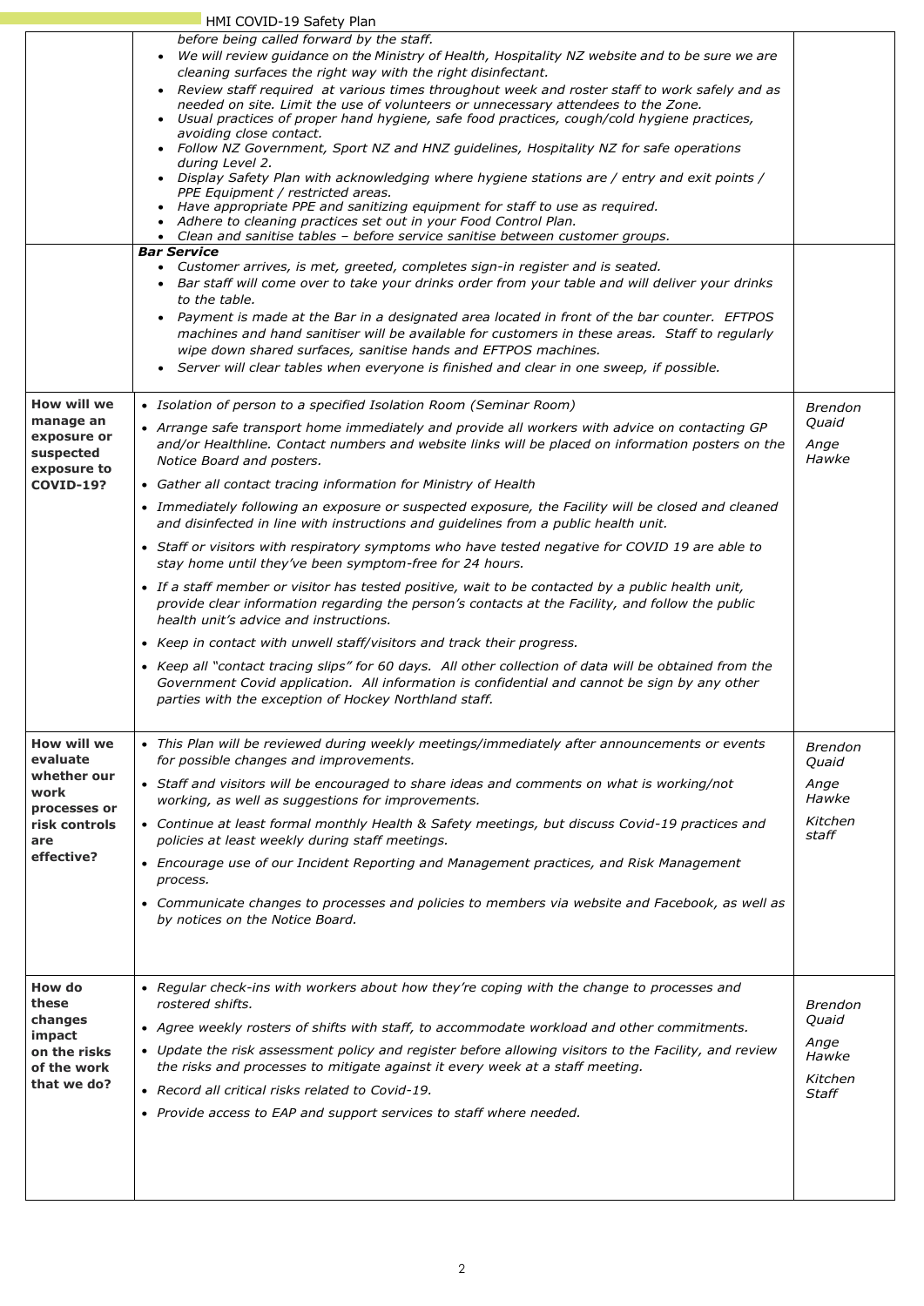| | | |
|---|---|---|
| | *before being called forward by the staff.*<br>• *We will review guidance on the Ministry of Health, Hospitality NZ website and to be sure we are cleaning surfaces the right way with the right disinfectant.*<br>• *Review staff required at various times throughout week and roster staff to work safely and as needed on site. Limit the use of volunteers or unnecessary attendees to the Zone.*<br>• *Usual practices of proper hand hygiene, safe food practices, cough/cold hygiene practices, avoiding close contact.*<br>• *Follow NZ Government, Sport NZ and HNZ guidelines, Hospitality NZ for safe operations during Level 2.*<br>• *Display Safety Plan with acknowledging where hygiene stations are / entry and exit points / PPE Equipment / restricted areas.*<br>• *Have appropriate PPE and sanitizing equipment for staff to use as required.*<br>• *Adhere to cleaning practices set out in your Food Control Plan.*<br>• *Clean and sanitise tables – before service sanitise between customer groups.* | |
| | ***Bar Service***<br>• *Customer arrives, is met, greeted, completes sign-in register and is seated.*<br>• *Bar staff will come over to take your drinks order from your table and will deliver your drinks to the table.*<br>• *Payment is made at the Bar in a designated area located in front of the bar counter. EFTPOS machines and hand sanitiser will be available for customers in these areas. Staff to regularly wipe down shared surfaces, sanitise hands and EFTPOS machines.*<br>• *Server will clear tables when everyone is finished and clear in one sweep, if possible.* | |
| **How will we manage an exposure or suspected exposure to COVID-19?** | • *Isolation of person to a specified Isolation Room (Seminar Room)*<br>• *Arrange safe transport home immediately and provide all workers with advice on contacting GP and/or Healthline. Contact numbers and website links will be placed on information posters on the Notice Board and posters.*<br>• *Gather all contact tracing information for Ministry of Health*<br>• *Immediately following an exposure or suspected exposure, the Facility will be closed and cleaned and disinfected in line with instructions and guidelines from a public health unit.*<br>• *Staff or visitors with respiratory symptoms who have tested negative for COVID 19 are able to stay home until they've been symptom-free for 24 hours.*<br>• *If a staff member or visitor has tested positive, wait to be contacted by a public health unit, provide clear information regarding the person's contacts at the Facility, and follow the public health unit's advice and instructions.*<br>• *Keep in contact with unwell staff/visitors and track their progress.*<br>• *Keep all "contact tracing slips" for 60 days. All other collection of data will be obtained from the Government Covid application. All information is confidential and cannot be sign by any other parties with the exception of Hockey Northland staff.* | *Brendon Quaid*<br>*Ange Hawke* |
| **How will we evaluate whether our work processes or risk controls are effective?** | • *This Plan will be reviewed during weekly meetings/immediately after announcements or events for possible changes and improvements.*<br>• *Staff and visitors will be encouraged to share ideas and comments on what is working/not working, as well as suggestions for improvements.*<br>• *Continue at least formal monthly Health & Safety meetings, but discuss Covid-19 practices and policies at least weekly during staff meetings.*<br>• *Encourage use of our Incident Reporting and Management practices, and Risk Management process.*<br>• *Communicate changes to processes and policies to members via website and Facebook, as well as by notices on the Notice Board.* | *Brendon Quaid*<br>*Ange Hawke*<br>*Kitchen staff* |
| **How do these changes impact on the risks of the work that we do?** | • *Regular check-ins with workers about how they're coping with the change to processes and rostered shifts.*<br>• *Agree weekly rosters of shifts with staff, to accommodate workload and other commitments.*<br>• *Update the risk assessment policy and register before allowing visitors to the Facility, and review the risks and processes to mitigate against it every week at a staff meeting.*<br>• *Record all critical risks related to Covid-19.*<br>• *Provide access to EAP and support services to staff where needed.* | *Brendon Quaid*<br>*Ange Hawke*<br>*Kitchen Staff* |